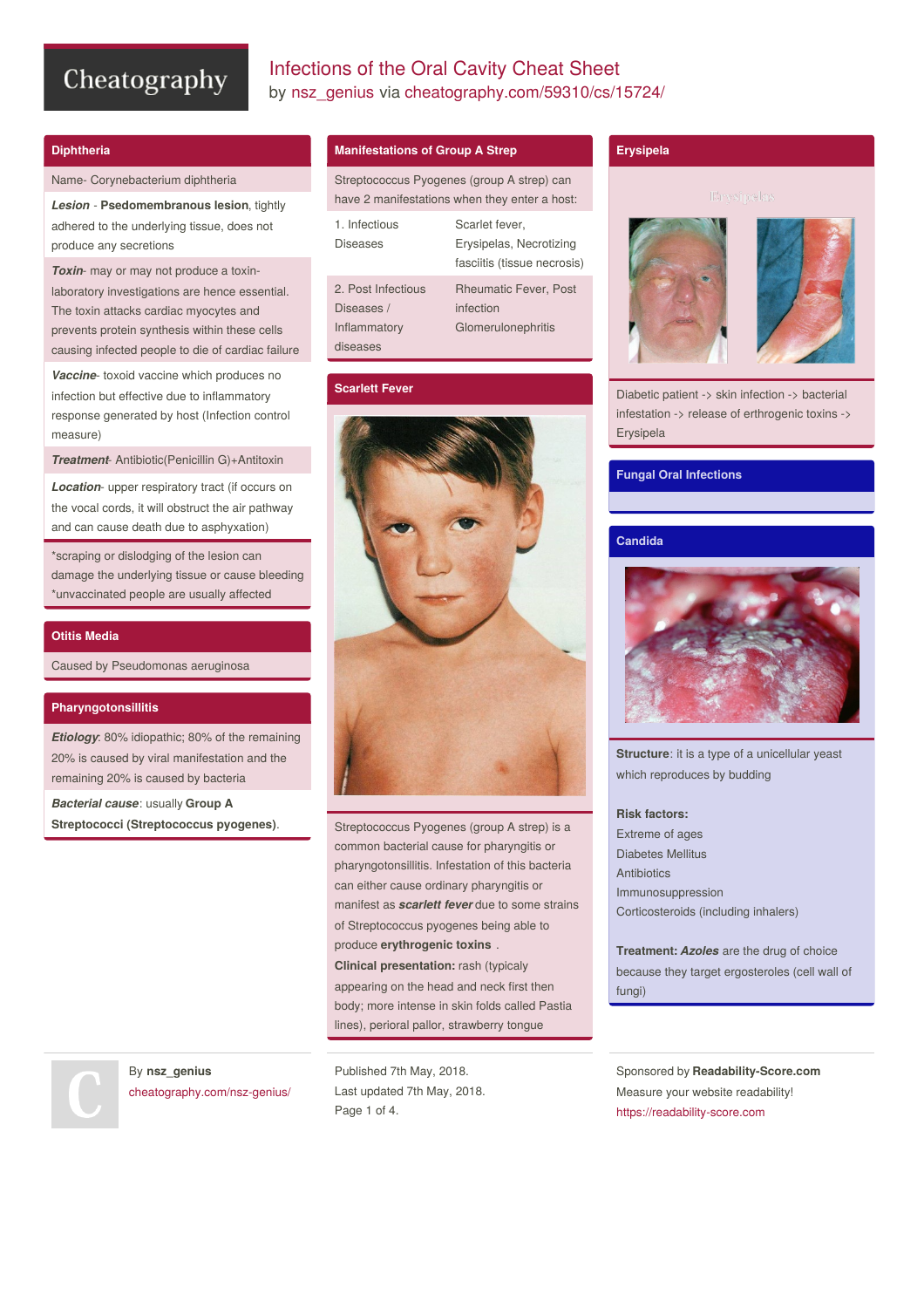# Infections of the Oral Cavity Cheat Sheet

by nsz_genius via cheatography.com/59310/cs/15724/

## Diphtheria

Name- Corynebacterium diphtheria

***Lesion*** - **Psedomembranous lesion**, tightly adhered to the underlying tissue, does not produce any secretions

***Toxin***- may or may not produce a toxin-laboratory investigations are hence essential. The toxin attacks cardiac myocytes and prevents protein synthesis within these cells causing infected people to die of cardiac failure

***Vaccine***- toxoid vaccine which produces no infection but effective due to inflammatory response generated by host (Infection control measure)

***Treatment***- Antibiotic(Penicillin G)+Antitoxin

***Location***- upper respiratory tract (if occurs on the vocal cords, it will obstruct the air pathway and can cause death due to asphyxation)

*scraping or dislodging of the lesion can damage the underlying tissue or cause bleeding
*unvaccinated people are usually affected

## Otitis Media

Caused by Pseudomonas aeruginosa

## Pharyngotonsillitis

***Etiology***: 80% idiopathic; 80% of the remaining 20% is caused by viral manifestation and the remaining 20% is caused by bacteria

***Bacterial cause***: usually **Group A Streptococci (Streptococcus pyogenes)**.

## Manifestations of Group A Strep

Streptococcus Pyogenes (group A strep) can have 2 manifestations when they enter a host:

| | |
|---|---|
| 1. Infectious Diseases | Scarlet fever, Erysipelas, Necrotizing fasciitis (tissue necrosis) |
| 2. Post Infectious Diseases / Inflammatory diseases | Rheumatic Fever, Post infection Glomerulonephritis |

## Scarlett Fever

Streptococcus Pyogenes (group A strep) is a common bacterial cause for pharyngitis or pharyngotonsillitis. Infestation of this bacteria can either cause ordinary pharyngitis or manifest as ***scarlett fever*** due to some strains of Streptococcus pyogenes being able to produce **erythrogenic toxins** .

**Clinical presentation:** rash (typicaly appearing on the head and neck first then body; more intense in skin folds called Pastia lines), perioral pallor, strawberry tongue

## Erysipela

Diabetic patient -> skin infection -> bacterial infestation -> release of erthrogenic toxins -> Erysipela

## Fungal Oral Infections

## Candida

**Structure**: it is a type of a unicellular yeast which reproduces by budding

**Risk factors:**
Extreme of ages
Diabetes Mellitus
Antibiotics
Immunosuppression
Corticosteroids (including inhalers)

**Treatment:** ***Azoles*** are the drug of choice because they target ergosteroles (cell wall of fungi)

By **nsz_genius**
cheatography.com/nsz-genius/

Published 7th May, 2018.
Last updated 7th May, 2018.

Sponsored by **Readability-Score.com**
Measure your website readability!
https://readability-score.com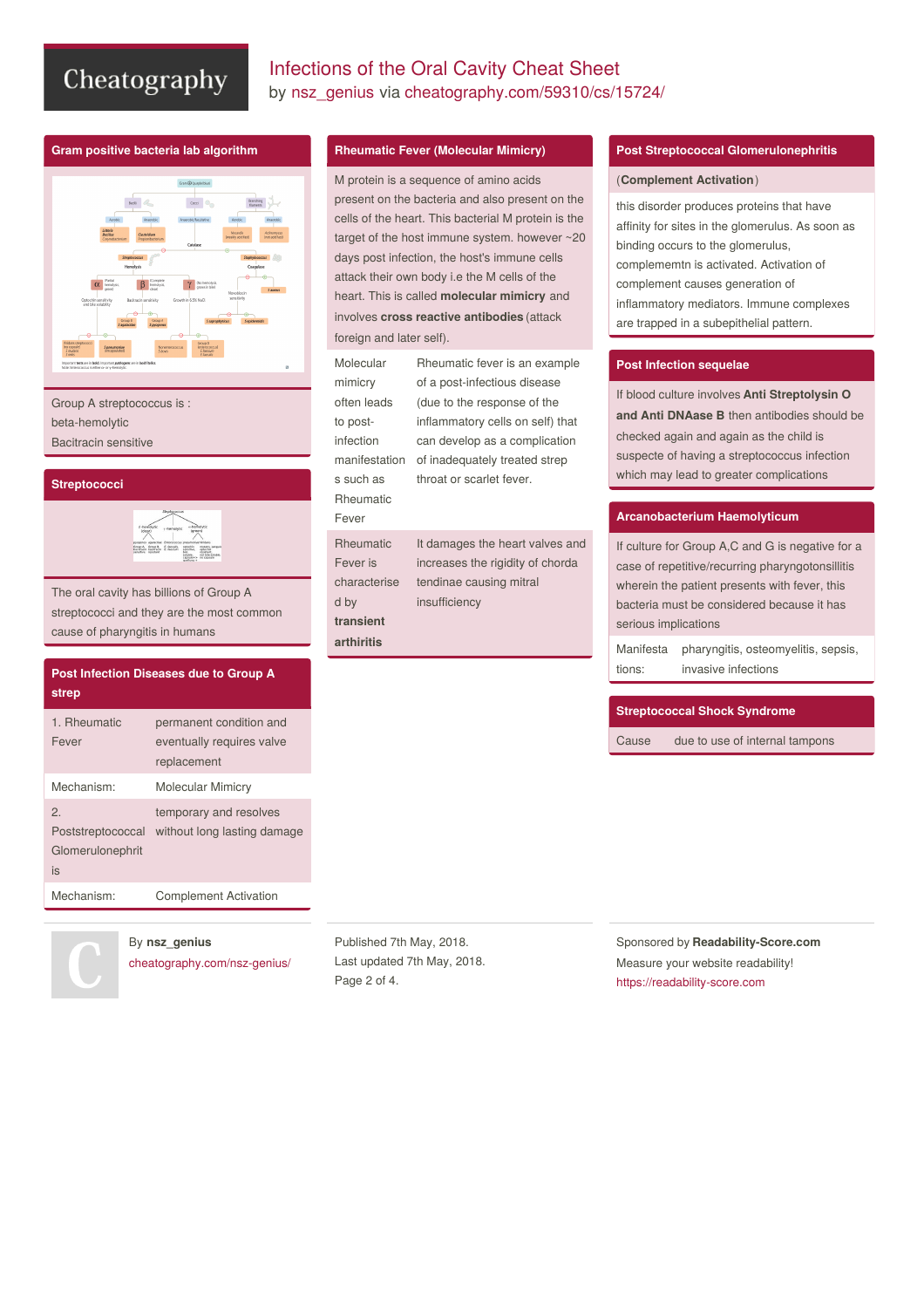# Infections of the Oral Cavity Cheat Sheet

by nsz_genius via cheatography.com/59310/cs/15724/

## Gram positive bacteria lab algorithm

Group A streptococcus is :
beta-hemolytic
Bacitracin sensitive

## Streptococci

The oral cavity has billions of Group A streptococci and they are the most common cause of pharyngitis in humans

## Post Infection Diseases due to Group A strep

| | |
|---|---|
| 1. Rheumatic Fever | permanent condition and eventually requires valve replacement |
| Mechanism: | Molecular Mimicry |
| 2. Poststreptococcal Glomerulonephritis | temporary and resolves without long lasting damage |
| Mechanism: | Complement Activation |

## Rheumatic Fever (Molecular Mimicry)

M protein is a sequence of amino acids present on the bacteria and also present on the cells of the heart. This bacterial M protein is the target of the host immune system. however ~20 days post infection, the host's immune cells attack their own body i.e the M cells of the heart. This is called **molecular mimicry** and involves **cross reactive antibodies** (attack foreign and later self).

| | |
|---|---|
| Molecular mimicry often leads to post-infection manifestations such as Rheumatic Fever | Rheumatic fever is an example of a post-infectious disease (due to the response of the inflammatory cells on self) that can develop as a complication of inadequately treated strep throat or scarlet fever. |
| Rheumatic Fever is characterised by **transient arthiritis** | It damages the heart valves and increases the rigidity of chorda tendinae causing mitral insufficiency |

## Post Streptococcal Glomerulonephritis

(**Complement Activation**)

this disorder produces proteins that have affinity for sites in the glomerulus. As soon as binding occurs to the glomerulus, complememtn is activated. Activation of complement causes generation of inflammatory mediators. Immune complexes are trapped in a subepithelial pattern.

## Post Infection sequelae

If blood culture involves **Anti Streptolysin O and Anti DNAase B** then antibodies should be checked again and again as the child is suspecte of having a streptococcus infection which may lead to greater complications

## Arcanobacterium Haemolyticum

If culture for Group A,C and G is negative for a case of repetitive/recurring pharyngotonsillitis wherein the patient presents with fever, this bacteria must be considered because it has serious implications

| | |
|---|---|
| Manifestations: | pharyngitis, osteomyelitis, sepsis, invasive infections |

## Streptococcal Shock Syndrome

| | |
|---|---|
| Cause | due to use of internal tampons |

By **nsz_genius**
cheatography.com/nsz-genius/

Published 7th May, 2018.
Last updated 7th May, 2018.

Sponsored by **Readability-Score.com**
Measure your website readability!
https://readability-score.com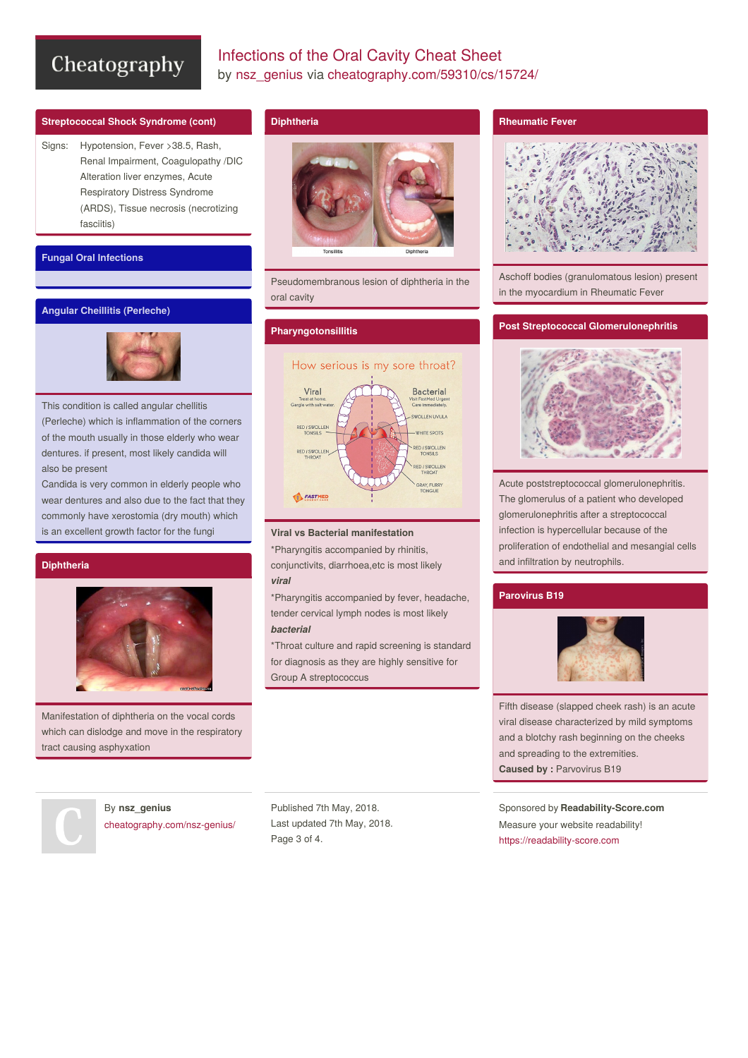## Streptococcal Shock Syndrome (cont)

| | |
|---|---|
| Signs: | Hypotension, Fever >38.5, Rash, Renal Impairment, Coagulopathy /DIC Alteration liver enzymes, Acute Respiratory Distress Syndrome (ARDS), Tissue necrosis (necrotizing fasciitis) |

## Fungal Oral Infections

## Angular Cheillitis (Perleche)

This condition is called angular chellitis (Perleche) which is inflammation of the corners of the mouth usually in those elderly who wear dentures. if present, most likely candida will also be present

Candida is very common in elderly people who wear dentures and also due to the fact that they commonly have xerostomia (dry mouth) which is an excellent growth factor for the fungi

## Diphtheria

Manifestation of diphtheria on the vocal cords which can dislodge and move in the respiratory tract causing asphyxation

## Diphtheria

Pseudomembranous lesion of diphtheria in the oral cavity

## Pharyngotonsillitis

**Viral vs Bacterial manifestation**

*Pharyngitis accompanied by rhinitis, conjunctivits, diarrhoea,etc is most likely ***viral***

*Pharyngitis accompanied by fever, headache, tender cervical lymph nodes is most likely ***bacterial***

*Throat culture and rapid screening is standard for diagnosis as they are highly sensitive for Group A streptococcus

## Rheumatic Fever

Aschoff bodies (granulomatous lesion) present in the myocardium in Rheumatic Fever

## Post Streptococcal Glomerulonephritis

Acute poststreptococcal glomerulonephritis. The glomerulus of a patient who developed glomerulonephritis after a streptococcal infection is hypercellular because of the proliferation of endothelial and mesangial cells and infiltration by neutrophils.

## Parovirus B19

Fifth disease (slapped cheek rash) is an acute viral disease characterized by mild symptoms and a blotchy rash beginning on the cheeks and spreading to the extremities.

**Caused by :** Parvovirus B19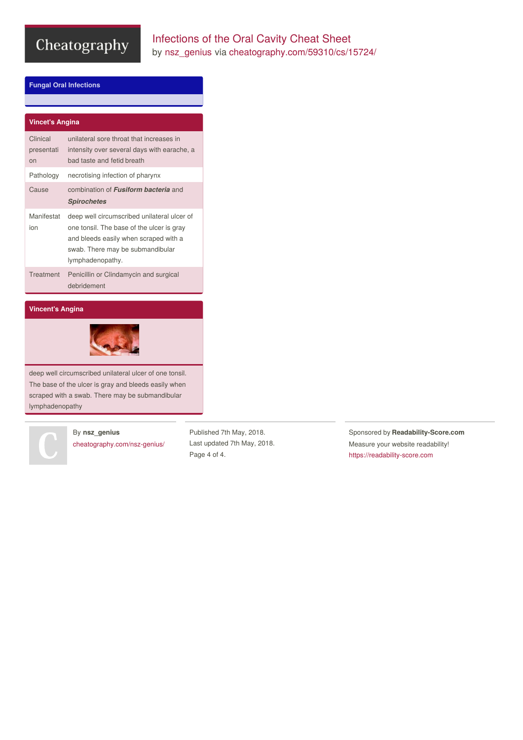### Fungal Oral Infections

### Vincet's Angina

| | |
|---|---|
| Clinical presentation | unilateral sore throat that increases in intensity over several days with earache, a bad taste and fetid breath |
| Pathology | necrotising infection of pharynx |
| Cause | combination of ***Fusiform bacteria*** and ***Spirochetes*** |
| Manifestation | deep well circumscribed unilateral ulcer of one tonsil. The base of the ulcer is gray and bleeds easily when scraped with a swab. There may be submandibular lymphadenopathy. |
| Treatment | Penicillin or Clindamycin and surgical debridement |

### Vincent's Angina

deep well circumscribed unilateral ulcer of one tonsil. The base of the ulcer is gray and bleeds easily when scraped with a swab. There may be submandibular lymphadenopathy